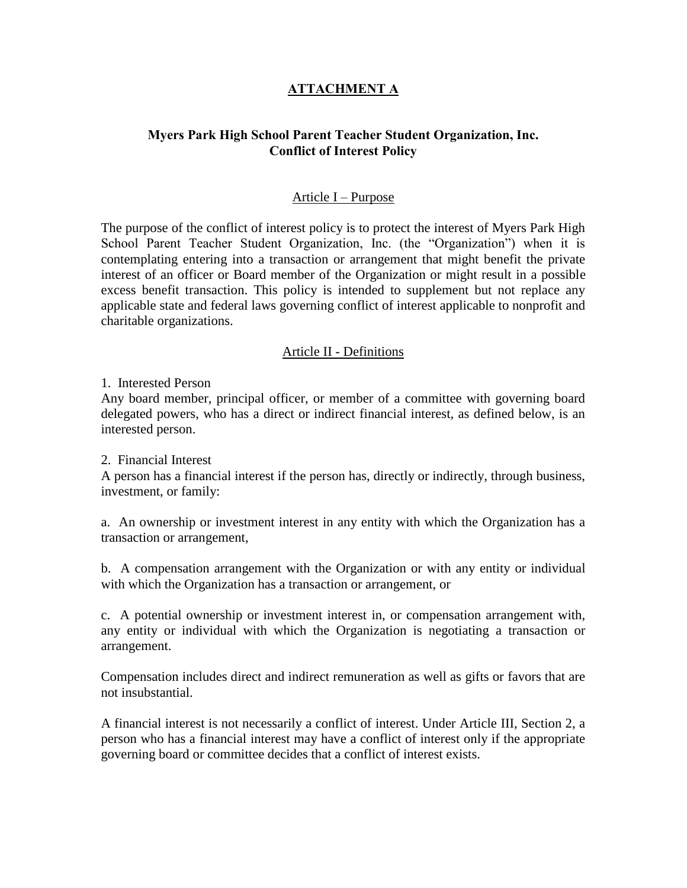# ATTACHMENT A

## Myers Park High School Parent Teacher Student Organization, Inc.
## Conflict of Interest Policy

### Article I – Purpose

The purpose of the conflict of interest policy is to protect the interest of Myers Park High School Parent Teacher Student Organization, Inc. (the "Organization") when it is contemplating entering into a transaction or arrangement that might benefit the private interest of an officer or Board member of the Organization or might result in a possible excess benefit transaction. This policy is intended to supplement but not replace any applicable state and federal laws governing conflict of interest applicable to nonprofit and charitable organizations.

### Article II - Definitions

1. Interested Person

Any board member, principal officer, or member of a committee with governing board delegated powers, who has a direct or indirect financial interest, as defined below, is an interested person.

2. Financial Interest

A person has a financial interest if the person has, directly or indirectly, through business, investment, or family:

a. An ownership or investment interest in any entity with which the Organization has a transaction or arrangement,

b. A compensation arrangement with the Organization or with any entity or individual with which the Organization has a transaction or arrangement, or

c. A potential ownership or investment interest in, or compensation arrangement with, any entity or individual with which the Organization is negotiating a transaction or arrangement.

Compensation includes direct and indirect remuneration as well as gifts or favors that are not insubstantial.

A financial interest is not necessarily a conflict of interest. Under Article III, Section 2, a person who has a financial interest may have a conflict of interest only if the appropriate governing board or committee decides that a conflict of interest exists.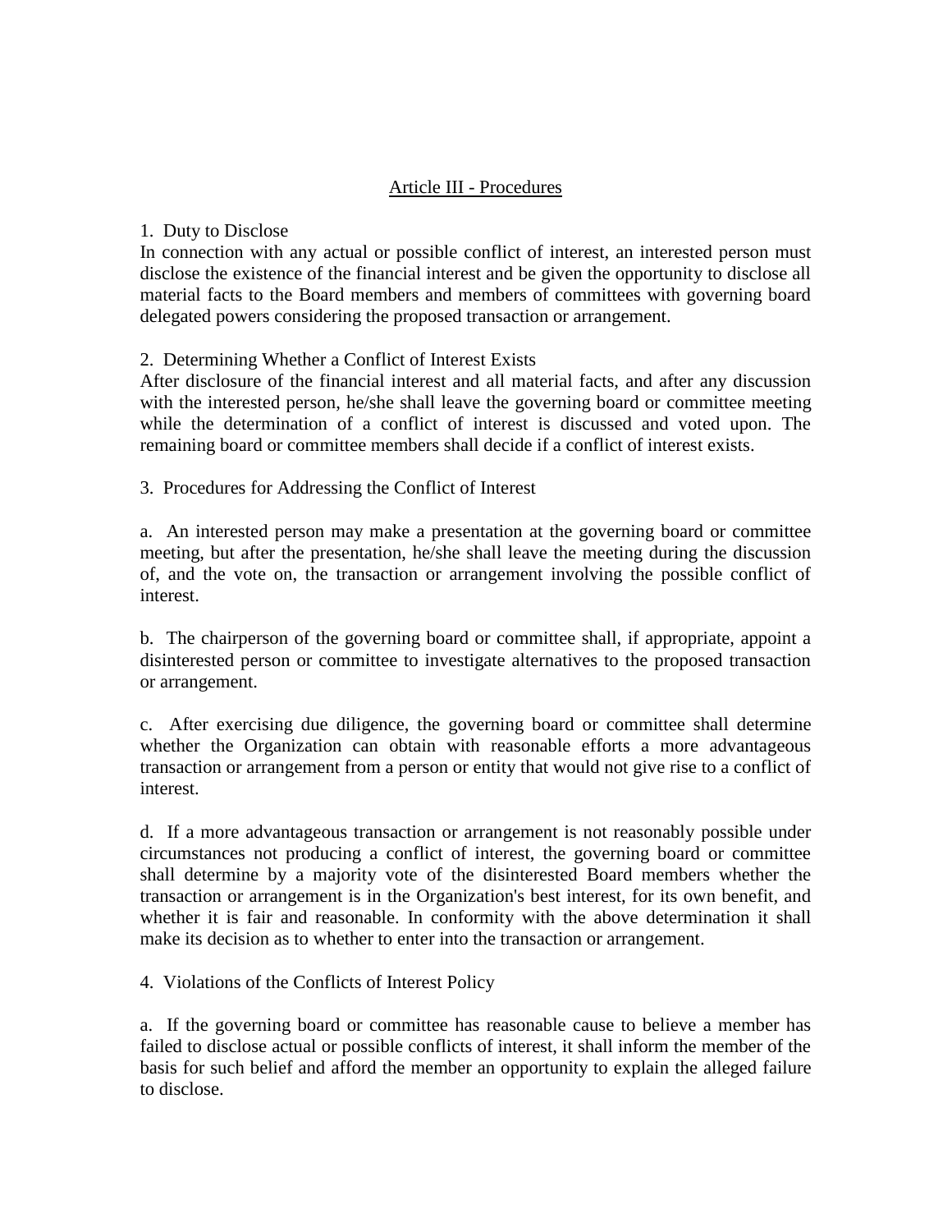## Article III - Procedures

1. Duty to Disclose

In connection with any actual or possible conflict of interest, an interested person must disclose the existence of the financial interest and be given the opportunity to disclose all material facts to the Board members and members of committees with governing board delegated powers considering the proposed transaction or arrangement.

2. Determining Whether a Conflict of Interest Exists

After disclosure of the financial interest and all material facts, and after any discussion with the interested person, he/she shall leave the governing board or committee meeting while the determination of a conflict of interest is discussed and voted upon. The remaining board or committee members shall decide if a conflict of interest exists.

3. Procedures for Addressing the Conflict of Interest

a. An interested person may make a presentation at the governing board or committee meeting, but after the presentation, he/she shall leave the meeting during the discussion of, and the vote on, the transaction or arrangement involving the possible conflict of interest.

b. The chairperson of the governing board or committee shall, if appropriate, appoint a disinterested person or committee to investigate alternatives to the proposed transaction or arrangement.

c. After exercising due diligence, the governing board or committee shall determine whether the Organization can obtain with reasonable efforts a more advantageous transaction or arrangement from a person or entity that would not give rise to a conflict of interest.

d. If a more advantageous transaction or arrangement is not reasonably possible under circumstances not producing a conflict of interest, the governing board or committee shall determine by a majority vote of the disinterested Board members whether the transaction or arrangement is in the Organization's best interest, for its own benefit, and whether it is fair and reasonable. In conformity with the above determination it shall make its decision as to whether to enter into the transaction or arrangement.

4. Violations of the Conflicts of Interest Policy

a. If the governing board or committee has reasonable cause to believe a member has failed to disclose actual or possible conflicts of interest, it shall inform the member of the basis for such belief and afford the member an opportunity to explain the alleged failure to disclose.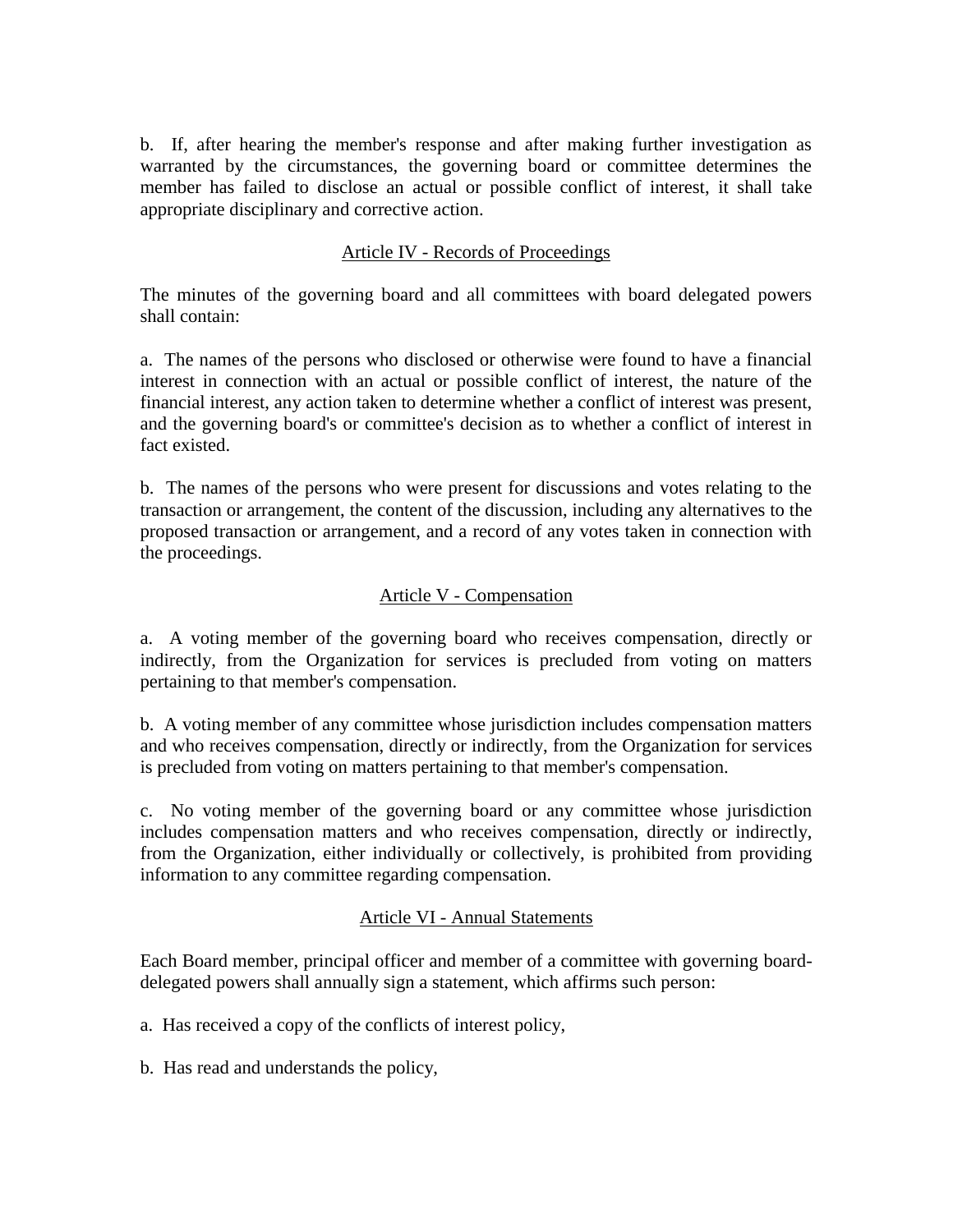b. If, after hearing the member's response and after making further investigation as warranted by the circumstances, the governing board or committee determines the member has failed to disclose an actual or possible conflict of interest, it shall take appropriate disciplinary and corrective action.

## Article IV - Records of Proceedings

The minutes of the governing board and all committees with board delegated powers shall contain:

a. The names of the persons who disclosed or otherwise were found to have a financial interest in connection with an actual or possible conflict of interest, the nature of the financial interest, any action taken to determine whether a conflict of interest was present, and the governing board's or committee's decision as to whether a conflict of interest in fact existed.

b. The names of the persons who were present for discussions and votes relating to the transaction or arrangement, the content of the discussion, including any alternatives to the proposed transaction or arrangement, and a record of any votes taken in connection with the proceedings.

## Article V - Compensation

a. A voting member of the governing board who receives compensation, directly or indirectly, from the Organization for services is precluded from voting on matters pertaining to that member's compensation.

b. A voting member of any committee whose jurisdiction includes compensation matters and who receives compensation, directly or indirectly, from the Organization for services is precluded from voting on matters pertaining to that member's compensation.

c. No voting member of the governing board or any committee whose jurisdiction includes compensation matters and who receives compensation, directly or indirectly, from the Organization, either individually or collectively, is prohibited from providing information to any committee regarding compensation.

## Article VI - Annual Statements

Each Board member, principal officer and member of a committee with governing board-delegated powers shall annually sign a statement, which affirms such person:

a. Has received a copy of the conflicts of interest policy,

b. Has read and understands the policy,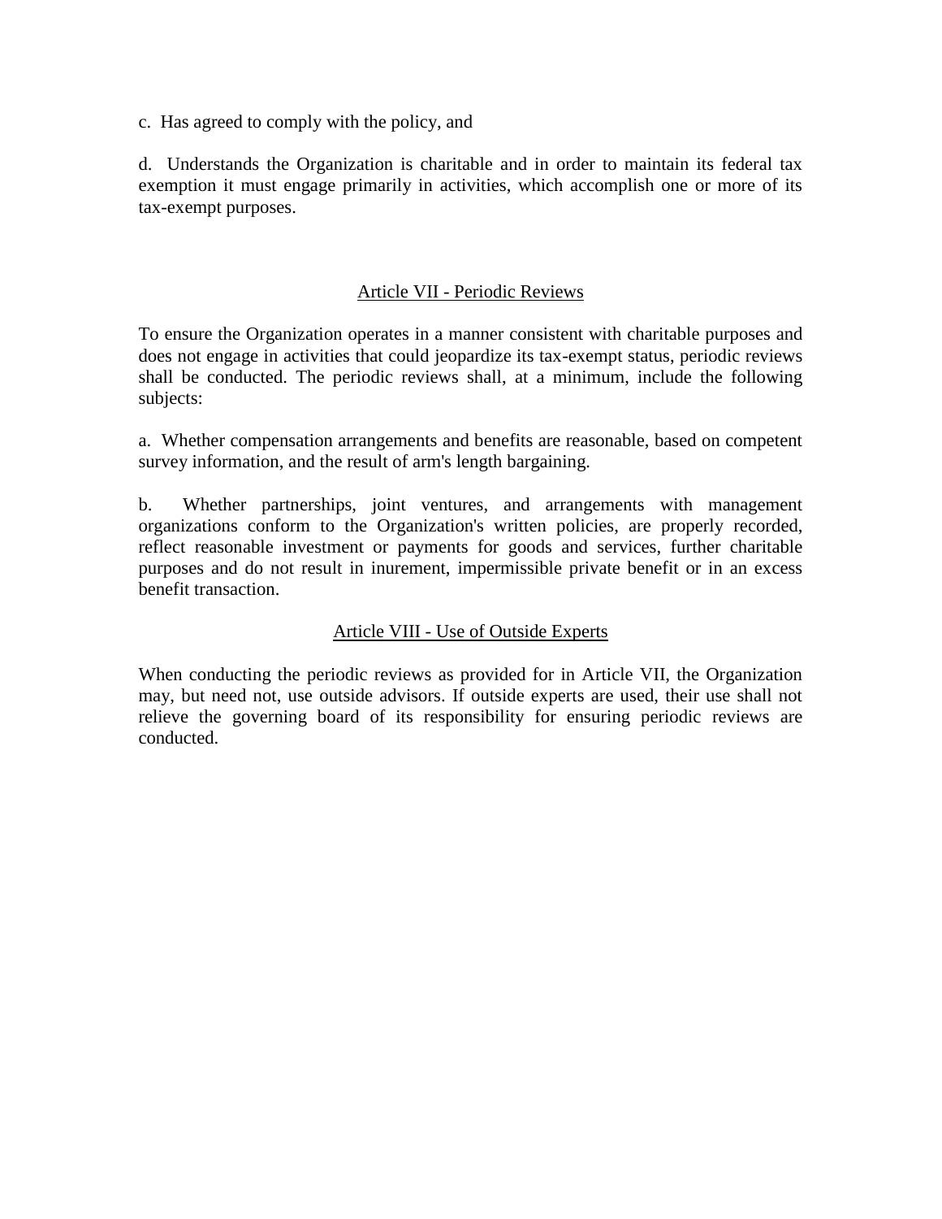c. Has agreed to comply with the policy, and

d. Understands the Organization is charitable and in order to maintain its federal tax exemption it must engage primarily in activities, which accomplish one or more of its tax-exempt purposes.

## Article VII - Periodic Reviews

To ensure the Organization operates in a manner consistent with charitable purposes and does not engage in activities that could jeopardize its tax-exempt status, periodic reviews shall be conducted. The periodic reviews shall, at a minimum, include the following subjects:

a. Whether compensation arrangements and benefits are reasonable, based on competent survey information, and the result of arm's length bargaining.

b. Whether partnerships, joint ventures, and arrangements with management organizations conform to the Organization's written policies, are properly recorded, reflect reasonable investment or payments for goods and services, further charitable purposes and do not result in inurement, impermissible private benefit or in an excess benefit transaction.

## Article VIII - Use of Outside Experts

When conducting the periodic reviews as provided for in Article VII, the Organization may, but need not, use outside advisors. If outside experts are used, their use shall not relieve the governing board of its responsibility for ensuring periodic reviews are conducted.